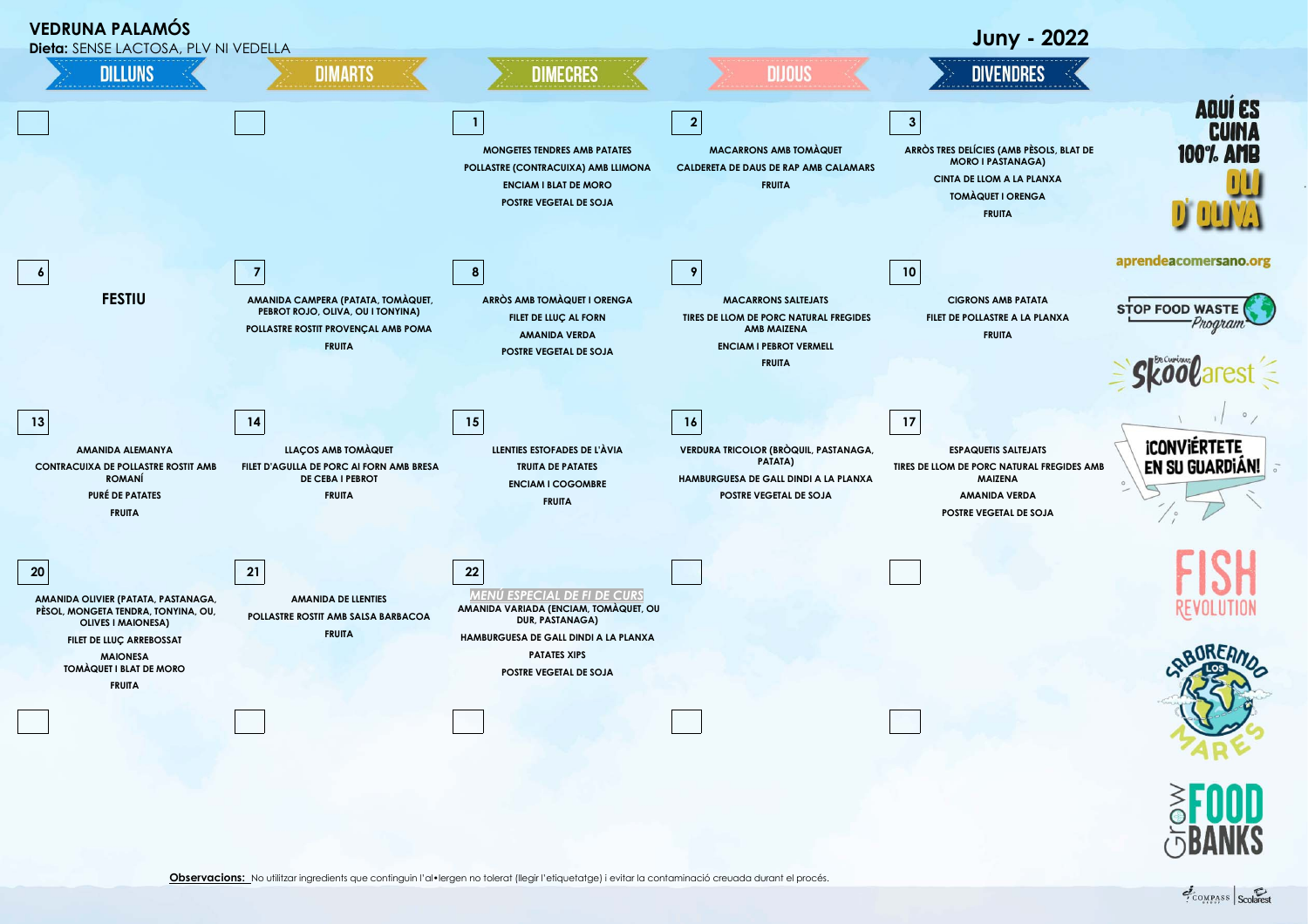# VEDRUNA PALAMÓS

**Dieta:** SENSE LACTOSA, PLV NI VEDELLA

## Juny - 2022

| DILLUNS | DIMARTS | DIMECRES | DIJOUS | DIVENDRES |
|---|---|---|---|---|
| | | **1**<br>MONGETES TENDRES AMB PATATES<br>POLLASTRE (CONTRACUIXA) AMB LLIMONA<br>ENCIAM I BLAT DE MORO<br>POSTRE VEGETAL DE SOJA | **2**<br>MACARRONS AMB TOMÀQUET<br>CALDERETA DE DAUS DE RAP AMB CALAMARS<br>FRUITA | **3**<br>ARRÒS TRES DELÍCIES (AMB PÈSOLS, BLAT DE MORO I PASTANAGA)<br>CINTA DE LLOM A LA PLANXA<br>TOMÀQUET I ORENGA<br>FRUITA |
| **6**<br>**FESTIU** | **7**<br>AMANIDA CAMPERA (PATATA, TOMÀQUET, PEBROT ROJO, OLIVA, OU I TONYINA)<br>POLLASTRE ROSTIT PROVENÇAL AMB POMA<br>FRUITA | **8**<br>ARRÒS AMB TOMÀQUET I ORENGA<br>FILET DE LLUÇ AL FORN<br>AMANIDA VERDA<br>POSTRE VEGETAL DE SOJA | **9**<br>MACARRONS SALTEJATS<br>TIRES DE LLOM DE PORC NATURAL FREGIDES AMB MAIZENA<br>ENCIAM I PEBROT VERMELL<br>FRUITA | **10**<br>CIGRONS AMB PATATA<br>FILET DE POLLASTRE A LA PLANXA<br>FRUITA |
| **13**<br>AMANIDA ALEMANYA<br>CONTRACUIXA DE POLLASTRE ROSTIT AMB ROMANÍ<br>PURÉ DE PATATES<br>FRUITA | **14**<br>LLAÇOS AMB TOMÀQUET<br>FILET D'AGULLA DE PORC AI FORN AMB BRESA DE CEBA I PEBROT<br>FRUITA | **15**<br>LLENTIES ESTOFADES DE L'ÀVIA<br>TRUITA DE PATATES<br>ENCIAM I COGOMBRE<br>FRUITA | **16**<br>VERDURA TRICOLOR (BRÒQUIL, PASTANAGA, PATATA)<br>HAMBURGUESA DE GALL DINDI A LA PLANXA<br>POSTRE VEGETAL DE SOJA | **17**<br>ESPAQUETIS SALTEJATS<br>TIRES DE LLOM DE PORC NATURAL FREGIDES AMB MAIZENA<br>AMANIDA VERDA<br>POSTRE VEGETAL DE SOJA |
| **20**<br>AMANIDA OLIVIER (PATATA, PASTANAGA, PÈSOL, MONGETA TENDRA, TONYINA, OU, OLIVES I MAIONESA)<br>FILET DE LLUÇ ARREBOSSAT<br>MAIONESA<br>TOMÀQUET I BLAT DE MORO<br>FRUITA | **21**<br>AMANIDA DE LLENTIES<br>POLLASTRE ROSTIT AMB SALSA BARBACOA<br>FRUITA | **22**<br>*MENÚ ESPECIAL DE FI DE CURS*<br>AMANIDA VARIADA (ENCIAM, TOMÀQUET, OU DUR, PASTANAGA)<br>HAMBURGUESA DE GALL DINDI A LA PLANXA<br>PATATES XIPS<br>POSTRE VEGETAL DE SOJA | | |
| | | | | |

AQUÍ ES CUINA 100% AMB OLI D'OLIVA

aprendeacomersano.org

STOP FOOD WASTE Program

Skoolarest

¡CONVIÉRTETE EN SU GUARDIÁN!

FISH REVOLUTION

SABOREANDO LOS MARES

GROW FOOD BANKS

**Observacions:** No utilitzar ingredients que continguin l'al•lergen no tolerat (llegir l'etiquetatge) i evitar la contaminació creuada durant el procés.

COMPASS GROUP | Scolarest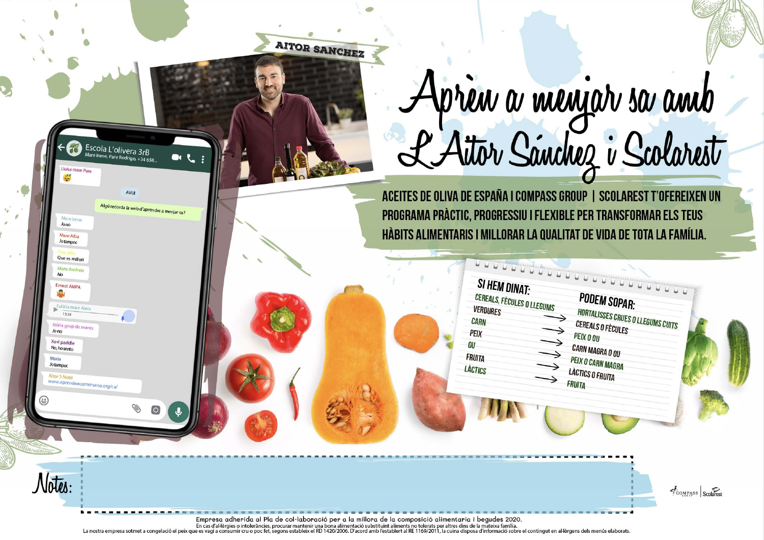# Aprèn a menjar sa amb L'Aitor Sánchez i Scolarest

AITOR SANCHEZ

**ACEITES DE OLIVA DE ESPAÑA I COMPASS GROUP | SCOLAREST T'OFEREIXEN UN PROGRAMA PRÀCTIC, PROGRESSIU I FLEXIBLE PER TRANSFORMAR ELS TEUS HÀBITS ALIMENTARIS I MILLORAR LA QUALITAT DE VIDA DE TOTA LA FAMÍLIA.**

Escola L'olivera 3rB
Mare Irene, Pare Rodrigo, +34 658...

Lluïsa mare Pere

AVUI

Algú recorda la web d'aprendre a menjar sa?

Mare Irene: Jo no

Mare Alba: Jo tampoc

Pare Jiña: Que es millori

Mare Andreu: No

Ernest AMPA

Eulàlia mare Aleix: 13:54

Núria grup de mares: Jo no

Xavi paddle: No, ho sento

Maria: Jo tampoc

Aitor S Nutri: www.aprendeacomersano.org/ca/

| SI HEM DINAT: | | PODEM SOPAR: |
| --- | --- | --- |
| CEREALS, FÈCULES O LLEGUMS | → | HORTALISSES CRUES O LLEGUMS CUITS |
| VERDURES | → | CEREALS O FÈCULES |
| CARN | → | PEIX O OU |
| PEIX | → | CARN MAGRA O OU |
| OU | → | PEIX O CARN MAGRA |
| FRUITA | → | LÀCTICS O FRUITA |
| LÀCTICS | → | FRUITA |

Notes:

Compass | Scolarest

Empresa adherida al Pla de col·laboració per a la millora de la composició alimentària i begudes 2020.

En cas d'al·lèrgies o intoleràncies, procurar mantenir una bona alimentació substituint aliments no tolerats per altres dins de la mateixa família.

La nostra empresa sotmet a congelació el peix que es vagi a consumir cru o poc fet, segons estableix el RD 1420/2006. D'acord amb l'establert al RE 1169/2011, la cuina disposa d'informació sobre el contingut en al·lèrgens dels menús elaborats.